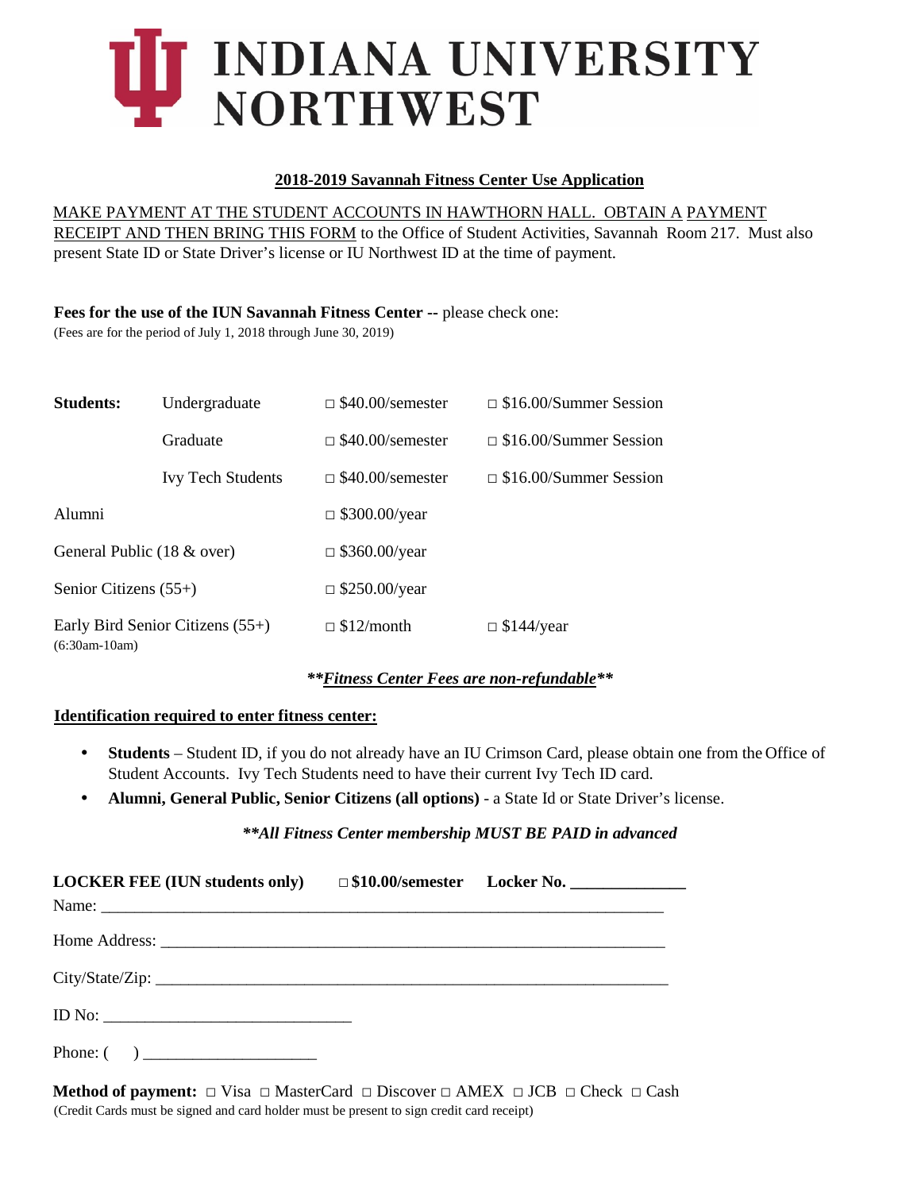# INDIANA UNIVERSITY NORTHWEST

## 2018-2019 Savannah Fitness Center Use Application

MAKE PAYMENT AT THE STUDENT ACCOUNTS IN HAWTHORN HALL. OBTAIN A PAYMENT RECEIPT AND THEN BRING THIS FORM to the Office of Student Activities, Savannah Room 217. Must also present State ID or State Driver's license or IU Northwest ID at the time of payment.

**Fees for the use of the IUN Savannah Fitness Center --** please check one:
(Fees are for the period of July 1, 2018 through June 30, 2019)

| | | | |
|---|---|---|---|
| **Students:** | Undergraduate | □ $40.00/semester | □ $16.00/Summer Session |
| | Graduate | □ $40.00/semester | □ $16.00/Summer Session |
| | Ivy Tech Students | □ $40.00/semester | □ $16.00/Summer Session |
| Alumni | | □ $300.00/year | |
| General Public (18 & over) | | □ $360.00/year | |
| Senior Citizens (55+) | | □ $250.00/year | |
| Early Bird Senior Citizens (55+) (6:30am-10am) | | □ $12/month | □ $144/year |

***Fitness Center Fees are non-refundable***

**Identification required to enter fitness center:**

- **Students** – Student ID, if you do not already have an IU Crimson Card, please obtain one from the Office of Student Accounts. Ivy Tech Students need to have their current Ivy Tech ID card.
- **Alumni, General Public, Senior Citizens (all options)** - a State Id or State Driver's license.

***All Fitness Center membership MUST BE PAID in advanced**

**LOCKER FEE (IUN students only)** □ **$10.00/semester** **Locker No. ______________**

Name: ______________________________________________________________________

Home Address: _______________________________________________________________

City/State/Zip: ________________________________________________________________

ID No: ______________________________

Phone: ( ) ____________________

**Method of payment:** □ Visa □ MasterCard □ Discover □ AMEX □ JCB □ Check □ Cash
(Credit Cards must be signed and card holder must be present to sign credit card receipt)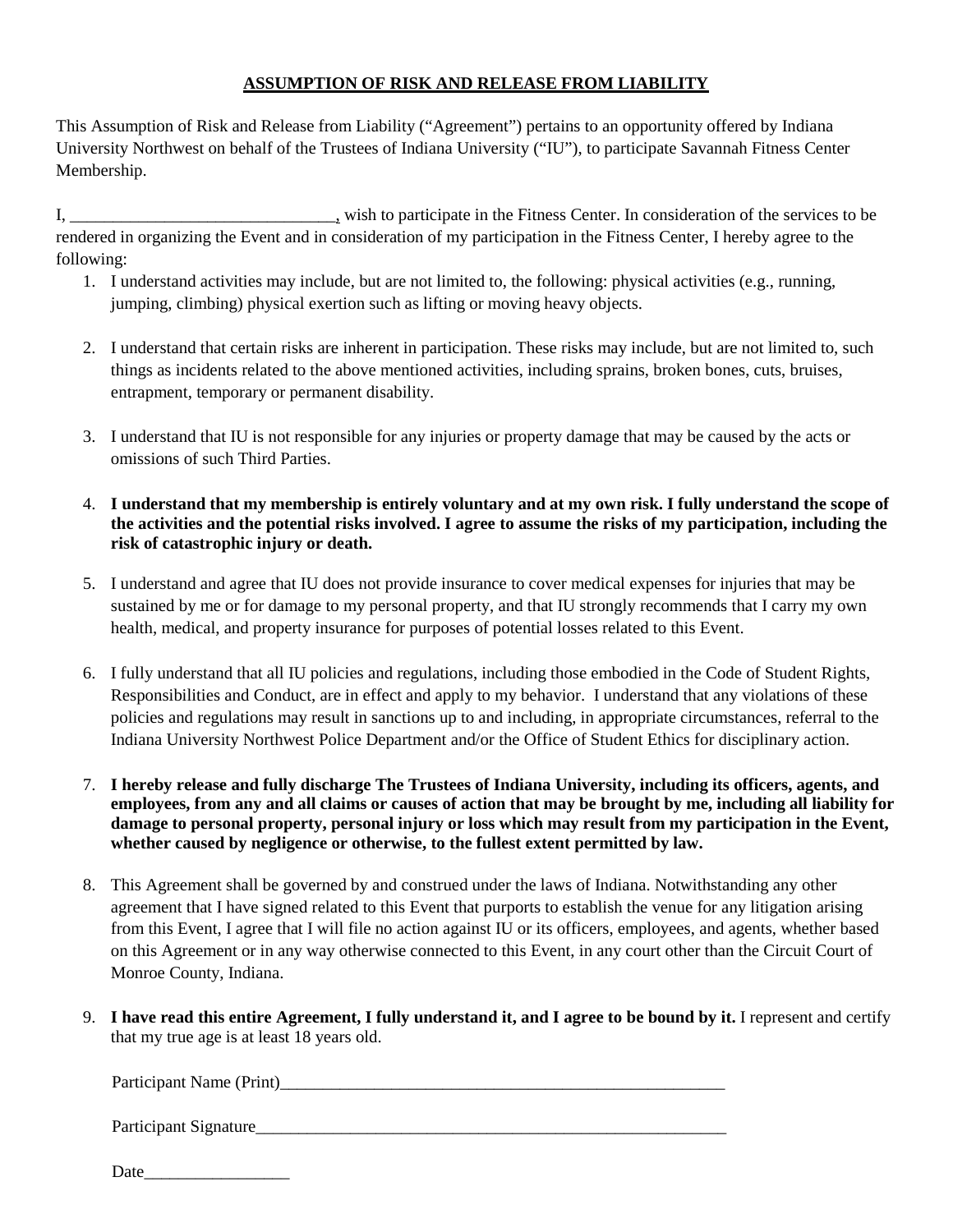**ASSUMPTION OF RISK AND RELEASE FROM LIABILITY**

This Assumption of Risk and Release from Liability ("Agreement") pertains to an opportunity offered by Indiana University Northwest on behalf of the Trustees of Indiana University ("IU"), to participate Savannah Fitness Center Membership.

I, ________________________________, wish to participate in the Fitness Center. In consideration of the services to be rendered in organizing the Event and in consideration of my participation in the Fitness Center, I hereby agree to the following:

1. I understand activities may include, but are not limited to, the following: physical activities (e.g., running, jumping, climbing) physical exertion such as lifting or moving heavy objects.

2. I understand that certain risks are inherent in participation. These risks may include, but are not limited to, such things as incidents related to the above mentioned activities, including sprains, broken bones, cuts, bruises, entrapment, temporary or permanent disability.

3. I understand that IU is not responsible for any injuries or property damage that may be caused by the acts or omissions of such Third Parties.

4. **I understand that my membership is entirely voluntary and at my own risk. I fully understand the scope of the activities and the potential risks involved. I agree to assume the risks of my participation, including the risk of catastrophic injury or death.**

5. I understand and agree that IU does not provide insurance to cover medical expenses for injuries that may be sustained by me or for damage to my personal property, and that IU strongly recommends that I carry my own health, medical, and property insurance for purposes of potential losses related to this Event.

6. I fully understand that all IU policies and regulations, including those embodied in the Code of Student Rights, Responsibilities and Conduct, are in effect and apply to my behavior. I understand that any violations of these policies and regulations may result in sanctions up to and including, in appropriate circumstances, referral to the Indiana University Northwest Police Department and/or the Office of Student Ethics for disciplinary action.

7. **I hereby release and fully discharge The Trustees of Indiana University, including its officers, agents, and employees, from any and all claims or causes of action that may be brought by me, including all liability for damage to personal property, personal injury or loss which may result from my participation in the Event, whether caused by negligence or otherwise, to the fullest extent permitted by law.**

8. This Agreement shall be governed by and construed under the laws of Indiana. Notwithstanding any other agreement that I have signed related to this Event that purports to establish the venue for any litigation arising from this Event, I agree that I will file no action against IU or its officers, employees, and agents, whether based on this Agreement or in any way otherwise connected to this Event, in any court other than the Circuit Court of Monroe County, Indiana.

9. **I have read this entire Agreement, I fully understand it, and I agree to be bound by it.** I represent and certify that my true age is at least 18 years old.

Participant Name (Print)______________________________________________________

Participant Signature__________________________________________________________

Date_________________